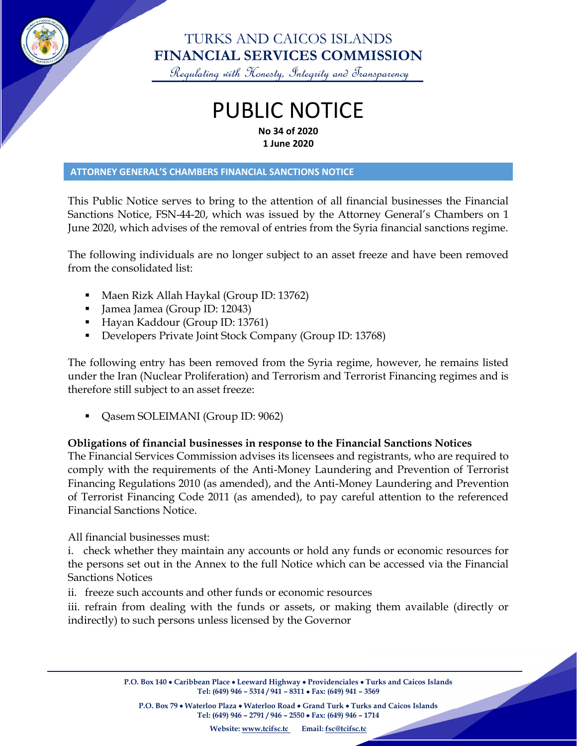# TURKS AND CAICOS ISLANDS
# FINANCIAL SERVICES COMMISSION

*Regulating with Honesty, Integrity and Transparency*

# PUBLIC NOTICE

**No 34 of 2020**
**1 June 2020**

## ATTORNEY GENERAL'S CHAMBERS FINANCIAL SANCTIONS NOTICE

This Public Notice serves to bring to the attention of all financial businesses the Financial Sanctions Notice, FSN-44-20, which was issued by the Attorney General's Chambers on 1 June 2020, which advises of the removal of entries from the Syria financial sanctions regime.

The following individuals are no longer subject to an asset freeze and have been removed from the consolidated list:

- Maen Rizk Allah Haykal (Group ID: 13762)
- Jamea Jamea (Group ID: 12043)
- Hayan Kaddour (Group ID: 13761)
- Developers Private Joint Stock Company (Group ID: 13768)

The following entry has been removed from the Syria regime, however, he remains listed under the Iran (Nuclear Proliferation) and Terrorism and Terrorist Financing regimes and is therefore still subject to an asset freeze:

- Qasem SOLEIMANI (Group ID: 9062)

**Obligations of financial businesses in response to the Financial Sanctions Notices**

The Financial Services Commission advises its licensees and registrants, who are required to comply with the requirements of the Anti-Money Laundering and Prevention of Terrorist Financing Regulations 2010 (as amended), and the Anti-Money Laundering and Prevention of Terrorist Financing Code 2011 (as amended), to pay careful attention to the referenced Financial Sanctions Notice.

All financial businesses must:

i. check whether they maintain any accounts or hold any funds or economic resources for the persons set out in the Annex to the full Notice which can be accessed via the Financial Sanctions Notices

ii. freeze such accounts and other funds or economic resources

iii. refrain from dealing with the funds or assets, or making them available (directly or indirectly) to such persons unless licensed by the Governor

**P.O. Box 140 • Caribbean Place • Leeward Highway • Providenciales • Turks and Caicos Islands**
**Tel: (649) 946 – 5314 / 941 – 8311 • Fax: (649) 941 – 3569**

**P.O. Box 79 • Waterloo Plaza • Waterloo Road • Grand Turk • Turks and Caicos Islands**
**Tel: (649) 946 – 2791 / 946 – 2550 • Fax: (649) 946 – 1714**

**Website: www.tcifsc.tc Email: fsc@tcifsc.tc**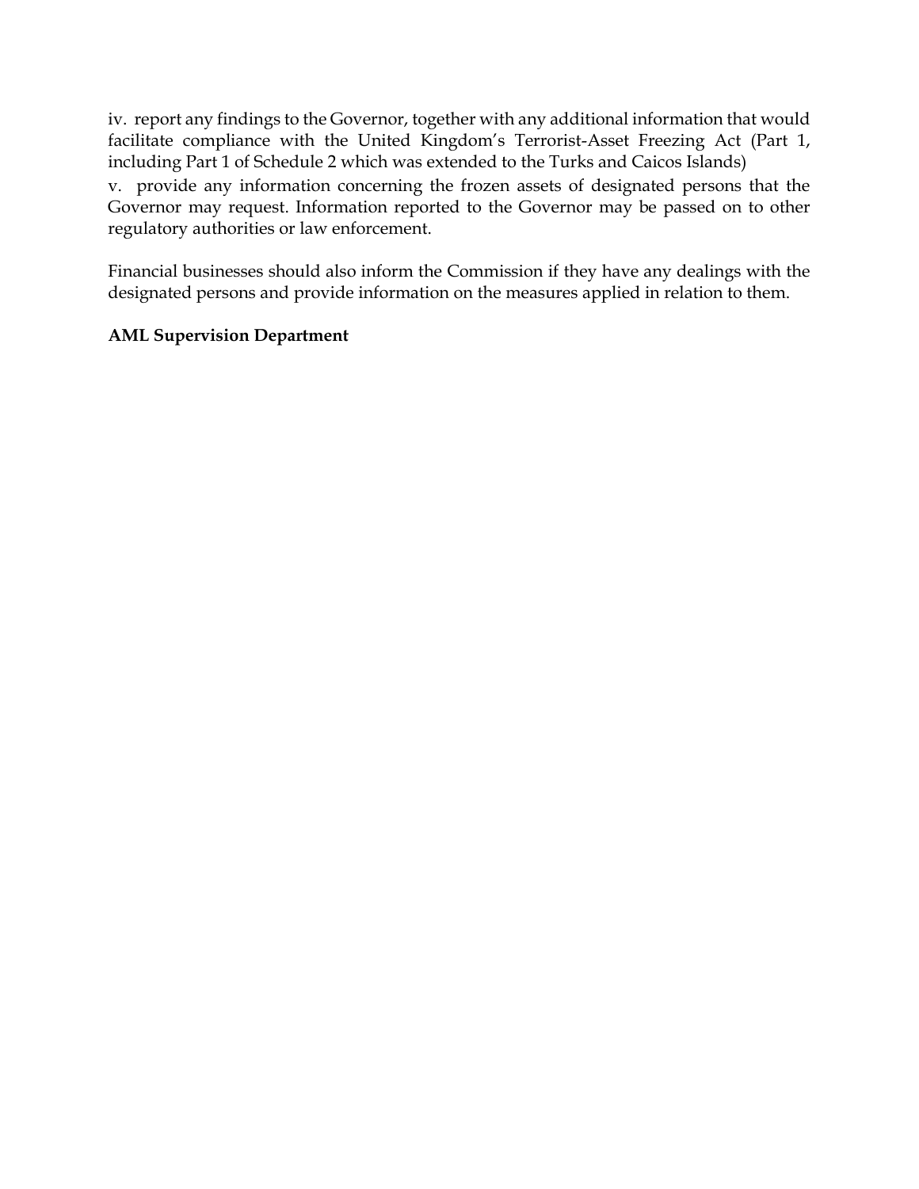iv. report any findings to the Governor, together with any additional information that would facilitate compliance with the United Kingdom's Terrorist-Asset Freezing Act (Part 1, including Part 1 of Schedule 2 which was extended to the Turks and Caicos Islands)

v. provide any information concerning the frozen assets of designated persons that the Governor may request. Information reported to the Governor may be passed on to other regulatory authorities or law enforcement.

Financial businesses should also inform the Commission if they have any dealings with the designated persons and provide information on the measures applied in relation to them.

**AML Supervision Department**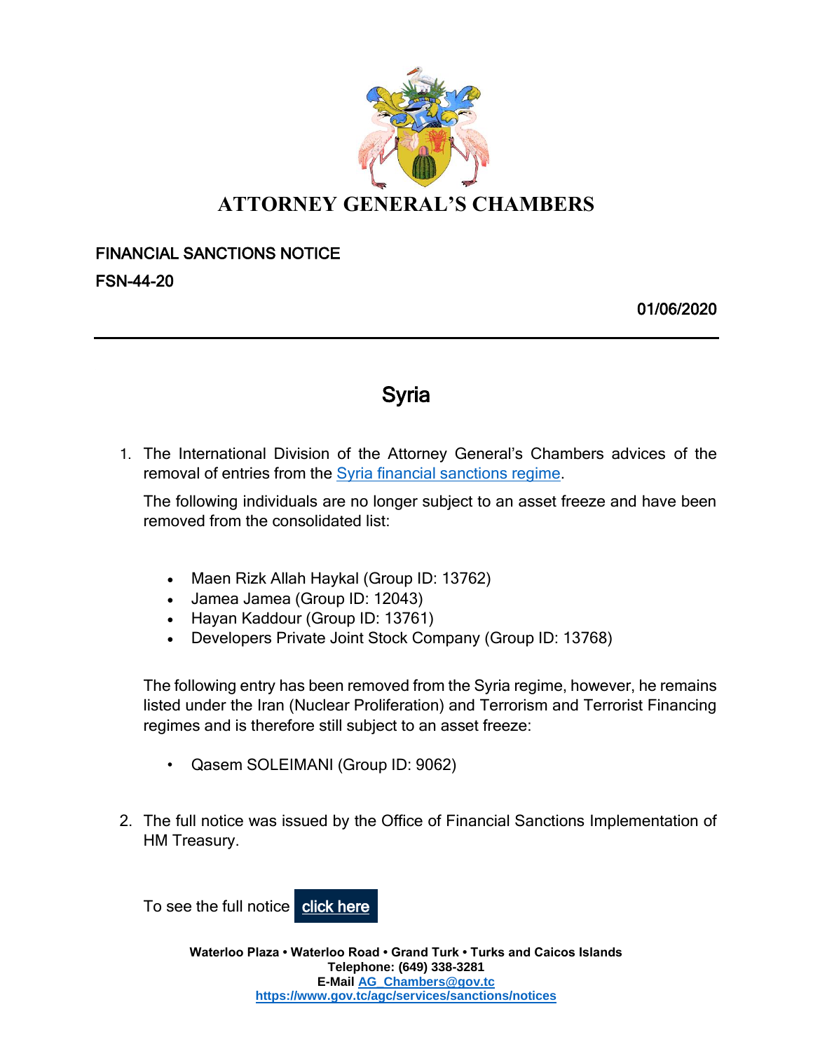# ATTORNEY GENERAL'S CHAMBERS

FINANCIAL SANCTIONS NOTICE

FSN-44-20

01/06/2020

## Syria

1. The International Division of the Attorney General's Chambers advices of the removal of entries from the Syria financial sanctions regime.

   The following individuals are no longer subject to an asset freeze and have been removed from the consolidated list:

   - Maen Rizk Allah Haykal (Group ID: 13762)
   - Jamea Jamea (Group ID: 12043)
   - Hayan Kaddour (Group ID: 13761)
   - Developers Private Joint Stock Company (Group ID: 13768)

   The following entry has been removed from the Syria regime, however, he remains listed under the Iran (Nuclear Proliferation) and Terrorism and Terrorist Financing regimes and is therefore still subject to an asset freeze:

   - Qasem SOLEIMANI (Group ID: 9062)

2. The full notice was issued by the Office of Financial Sanctions Implementation of HM Treasury.

   To see the full notice click here

**Waterloo Plaza • Waterloo Road • Grand Turk • Turks and Caicos Islands**
**Telephone: (649) 338-3281**
**E-Mail AG_Chambers@gov.tc**
**https://www.gov.tc/agc/services/sanctions/notices**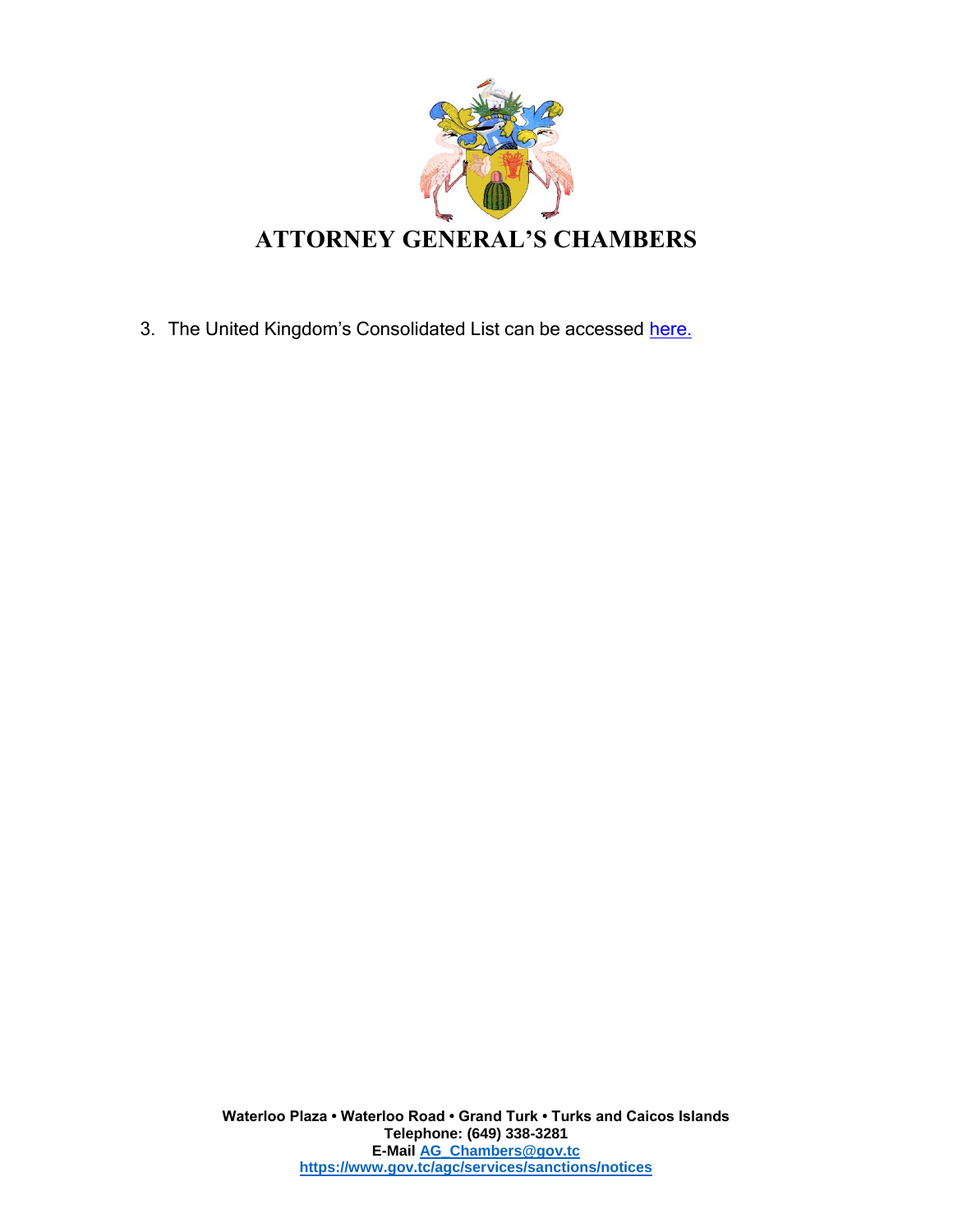# ATTORNEY GENERAL'S CHAMBERS

3. The United Kingdom's Consolidated List can be accessed here.

**Waterloo Plaza • Waterloo Road • Grand Turk • Turks and Caicos Islands**
**Telephone: (649) 338-3281**
**E-Mail AG_Chambers@gov.tc**
**https://www.gov.tc/agc/services/sanctions/notices**